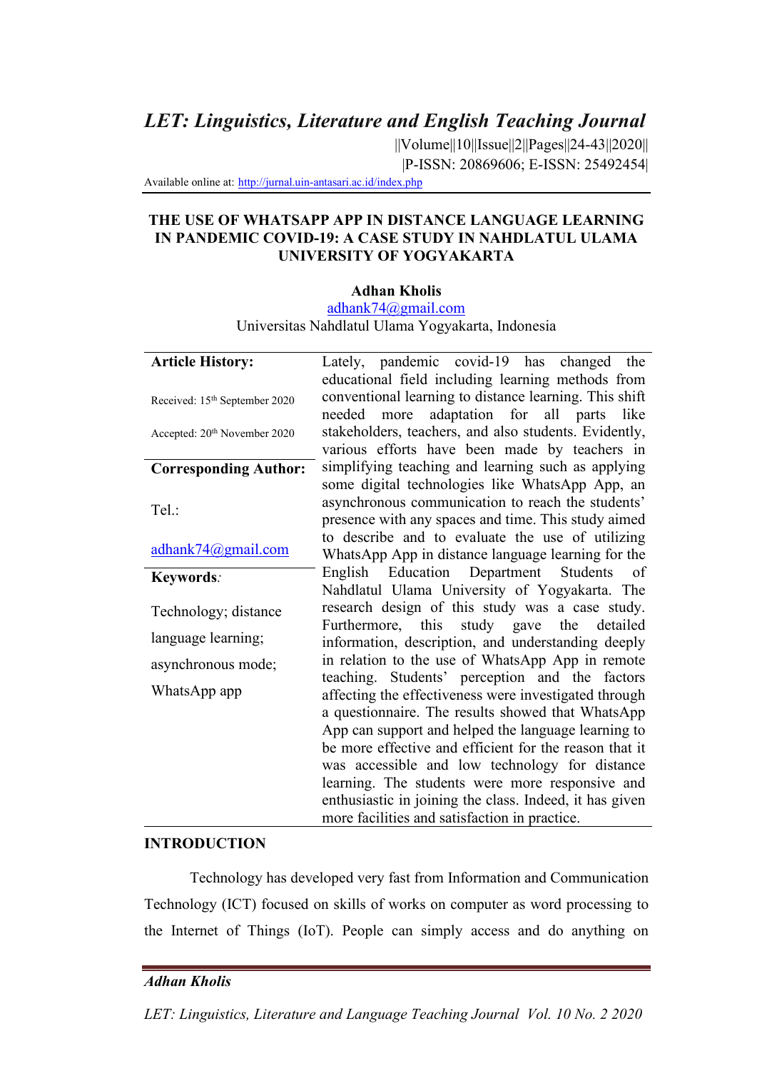# LET: Linguistics, Literature and English Teaching Journal

||Volume||10||Issue||2||Pages||24-43||2020||
|P-ISSN: 20869606; E-ISSN: 25492454|

Available online at: http://jurnal.uin-antasari.ac.id/index.php

## THE USE OF WHATSAPP APP IN DISTANCE LANGUAGE LEARNING IN PANDEMIC COVID-19: A CASE STUDY IN NAHDLATUL ULAMA UNIVERSITY OF YOGYAKARTA

**Adhan Kholis**
adhank74@gmail.com
Universitas Nahdlatul Ulama Yogyakarta, Indonesia

**Article History:**

Received: 15th September 2020

Accepted: 20th November 2020

**Corresponding Author:**

Tel.:

adhank74@gmail.com

**Keywords:**

Technology; distance language learning; asynchronous mode; WhatsApp app

Lately, pandemic covid-19 has changed the educational field including learning methods from conventional learning to distance learning. This shift needed more adaptation for all parts like stakeholders, teachers, and also students. Evidently, various efforts have been made by teachers in simplifying teaching and learning such as applying some digital technologies like WhatsApp App, an asynchronous communication to reach the students' presence with any spaces and time. This study aimed to describe and to evaluate the use of utilizing WhatsApp App in distance language learning for the English Education Department Students of Nahdlatul Ulama University of Yogyakarta. The research design of this study was a case study. Furthermore, this study gave the detailed information, description, and understanding deeply in relation to the use of WhatsApp App in remote teaching. Students' perception and the factors affecting the effectiveness were investigated through a questionnaire. The results showed that WhatsApp App can support and helped the language learning to be more effective and efficient for the reason that it was accessible and low technology for distance learning. The students were more responsive and enthusiastic in joining the class. Indeed, it has given more facilities and satisfaction in practice.

## INTRODUCTION

Technology has developed very fast from Information and Communication Technology (ICT) focused on skills of works on computer as word processing to the Internet of Things (IoT). People can simply access and do anything on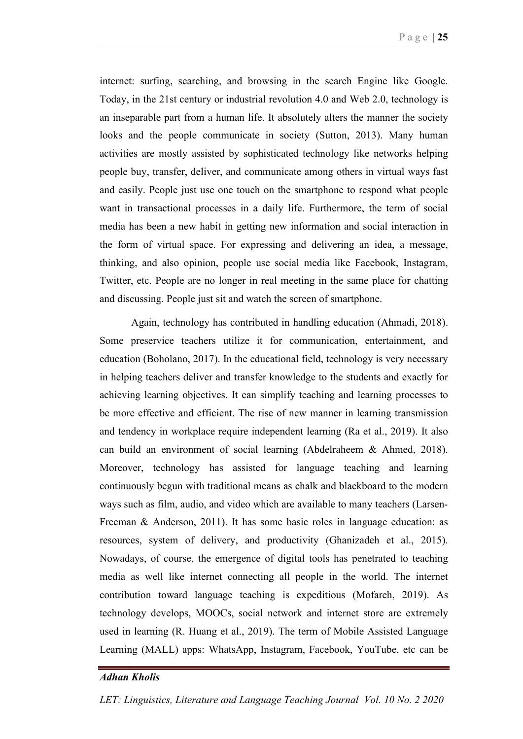internet: surfing, searching, and browsing in the search Engine like Google. Today, in the 21st century or industrial revolution 4.0 and Web 2.0, technology is an inseparable part from a human life. It absolutely alters the manner the society looks and the people communicate in society (Sutton, 2013). Many human activities are mostly assisted by sophisticated technology like networks helping people buy, transfer, deliver, and communicate among others in virtual ways fast and easily. People just use one touch on the smartphone to respond what people want in transactional processes in a daily life. Furthermore, the term of social media has been a new habit in getting new information and social interaction in the form of virtual space. For expressing and delivering an idea, a message, thinking, and also opinion, people use social media like Facebook, Instagram, Twitter, etc. People are no longer in real meeting in the same place for chatting and discussing. People just sit and watch the screen of smartphone.

Again, technology has contributed in handling education (Ahmadi, 2018). Some preservice teachers utilize it for communication, entertainment, and education (Boholano, 2017). In the educational field, technology is very necessary in helping teachers deliver and transfer knowledge to the students and exactly for achieving learning objectives. It can simplify teaching and learning processes to be more effective and efficient. The rise of new manner in learning transmission and tendency in workplace require independent learning (Ra et al., 2019). It also can build an environment of social learning (Abdelraheem & Ahmed, 2018). Moreover, technology has assisted for language teaching and learning continuously begun with traditional means as chalk and blackboard to the modern ways such as film, audio, and video which are available to many teachers (Larsen-Freeman & Anderson, 2011). It has some basic roles in language education: as resources, system of delivery, and productivity (Ghanizadeh et al., 2015). Nowadays, of course, the emergence of digital tools has penetrated to teaching media as well like internet connecting all people in the world. The internet contribution toward language teaching is expeditious (Mofareh, 2019). As technology develops, MOOCs, social network and internet store are extremely used in learning (R. Huang et al., 2019). The term of Mobile Assisted Language Learning (MALL) apps: WhatsApp, Instagram, Facebook, YouTube, etc can be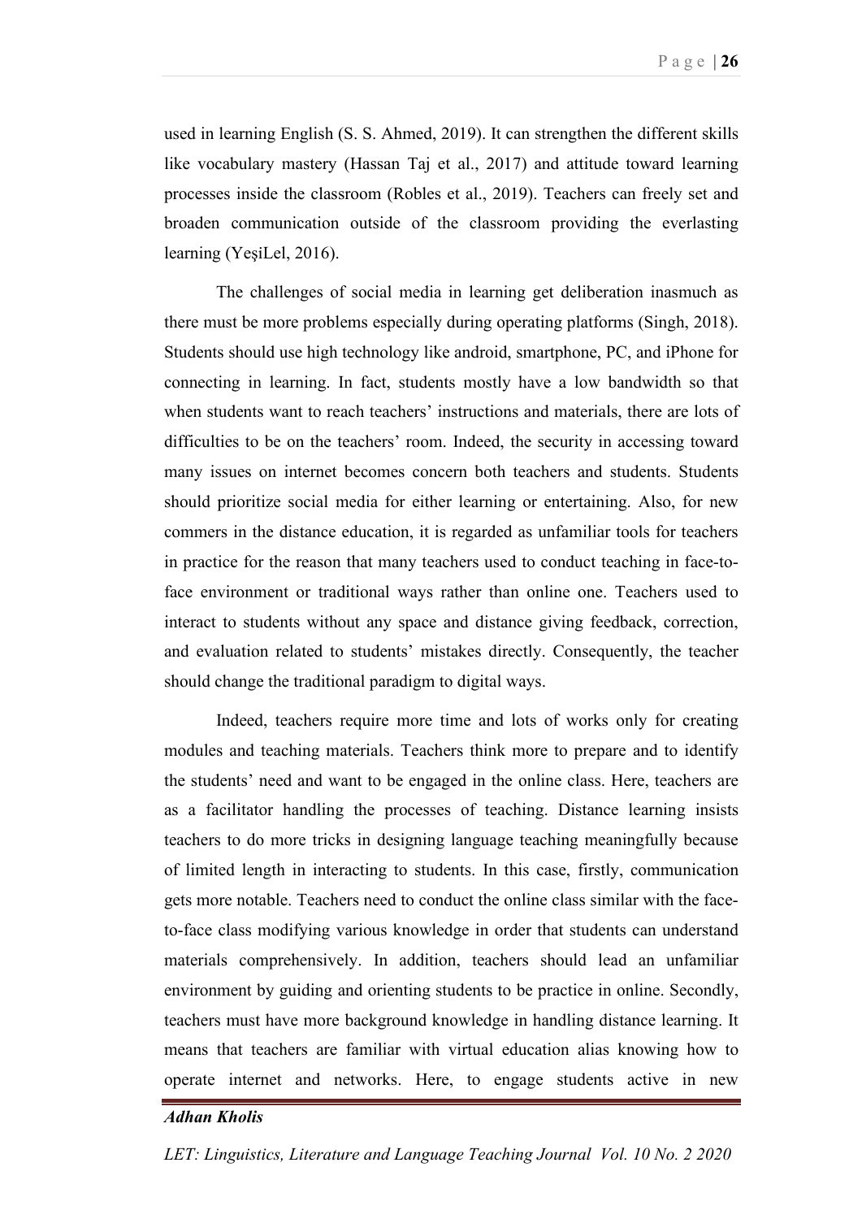used in learning English (S. S. Ahmed, 2019). It can strengthen the different skills like vocabulary mastery (Hassan Taj et al., 2017) and attitude toward learning processes inside the classroom (Robles et al., 2019). Teachers can freely set and broaden communication outside of the classroom providing the everlasting learning (YeşiLel, 2016).

The challenges of social media in learning get deliberation inasmuch as there must be more problems especially during operating platforms (Singh, 2018). Students should use high technology like android, smartphone, PC, and iPhone for connecting in learning. In fact, students mostly have a low bandwidth so that when students want to reach teachers' instructions and materials, there are lots of difficulties to be on the teachers' room. Indeed, the security in accessing toward many issues on internet becomes concern both teachers and students. Students should prioritize social media for either learning or entertaining. Also, for new commers in the distance education, it is regarded as unfamiliar tools for teachers in practice for the reason that many teachers used to conduct teaching in face-to-face environment or traditional ways rather than online one. Teachers used to interact to students without any space and distance giving feedback, correction, and evaluation related to students' mistakes directly. Consequently, the teacher should change the traditional paradigm to digital ways.

Indeed, teachers require more time and lots of works only for creating modules and teaching materials. Teachers think more to prepare and to identify the students' need and want to be engaged in the online class. Here, teachers are as a facilitator handling the processes of teaching. Distance learning insists teachers to do more tricks in designing language teaching meaningfully because of limited length in interacting to students. In this case, firstly, communication gets more notable. Teachers need to conduct the online class similar with the face-to-face class modifying various knowledge in order that students can understand materials comprehensively. In addition, teachers should lead an unfamiliar environment by guiding and orienting students to be practice in online. Secondly, teachers must have more background knowledge in handling distance learning. It means that teachers are familiar with virtual education alias knowing how to operate internet and networks. Here, to engage students active in new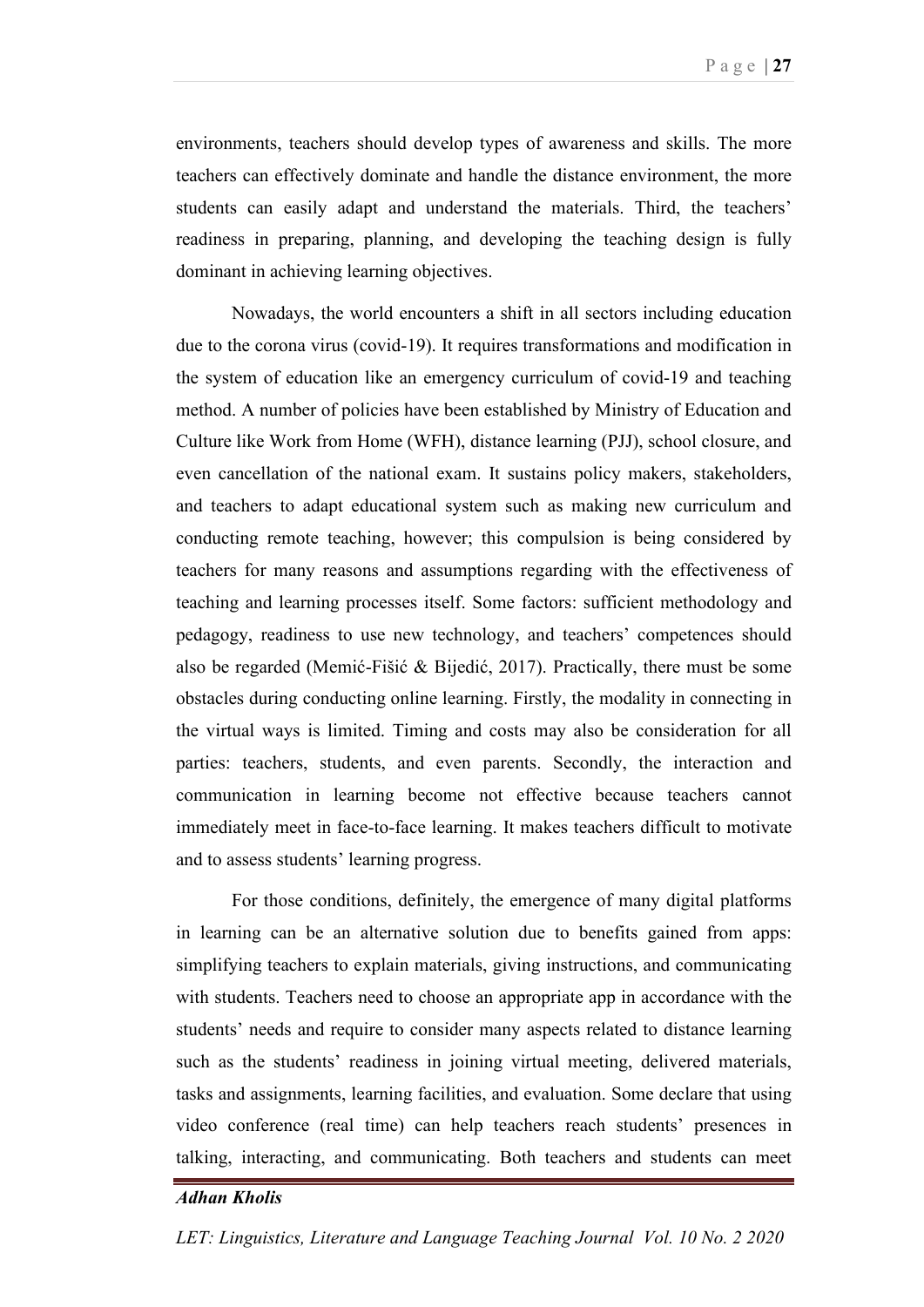environments, teachers should develop types of awareness and skills. The more teachers can effectively dominate and handle the distance environment, the more students can easily adapt and understand the materials. Third, the teachers' readiness in preparing, planning, and developing the teaching design is fully dominant in achieving learning objectives.

Nowadays, the world encounters a shift in all sectors including education due to the corona virus (covid-19). It requires transformations and modification in the system of education like an emergency curriculum of covid-19 and teaching method. A number of policies have been established by Ministry of Education and Culture like Work from Home (WFH), distance learning (PJJ), school closure, and even cancellation of the national exam. It sustains policy makers, stakeholders, and teachers to adapt educational system such as making new curriculum and conducting remote teaching, however; this compulsion is being considered by teachers for many reasons and assumptions regarding with the effectiveness of teaching and learning processes itself. Some factors: sufficient methodology and pedagogy, readiness to use new technology, and teachers' competences should also be regarded (Memić-Fišić & Bijedić, 2017). Practically, there must be some obstacles during conducting online learning. Firstly, the modality in connecting in the virtual ways is limited. Timing and costs may also be consideration for all parties: teachers, students, and even parents. Secondly, the interaction and communication in learning become not effective because teachers cannot immediately meet in face-to-face learning. It makes teachers difficult to motivate and to assess students' learning progress.

For those conditions, definitely, the emergence of many digital platforms in learning can be an alternative solution due to benefits gained from apps: simplifying teachers to explain materials, giving instructions, and communicating with students. Teachers need to choose an appropriate app in accordance with the students' needs and require to consider many aspects related to distance learning such as the students' readiness in joining virtual meeting, delivered materials, tasks and assignments, learning facilities, and evaluation. Some declare that using video conference (real time) can help teachers reach students' presences in talking, interacting, and communicating. Both teachers and students can meet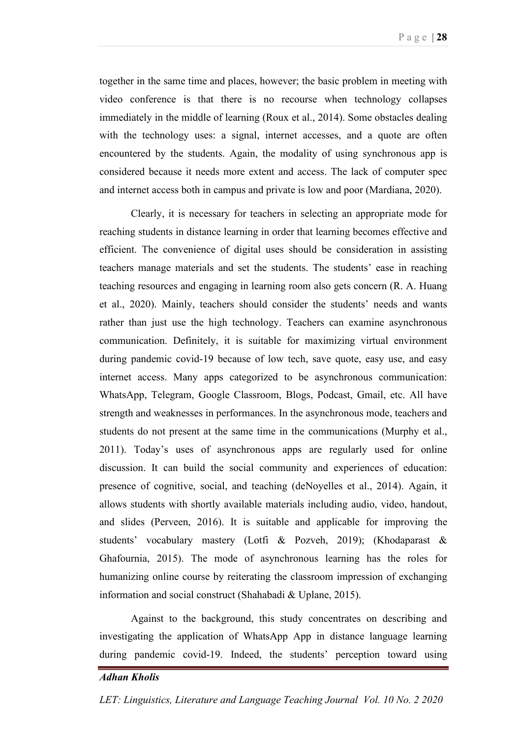together in the same time and places, however; the basic problem in meeting with video conference is that there is no recourse when technology collapses immediately in the middle of learning (Roux et al., 2014). Some obstacles dealing with the technology uses: a signal, internet accesses, and a quote are often encountered by the students. Again, the modality of using synchronous app is considered because it needs more extent and access. The lack of computer spec and internet access both in campus and private is low and poor (Mardiana, 2020).

Clearly, it is necessary for teachers in selecting an appropriate mode for reaching students in distance learning in order that learning becomes effective and efficient. The convenience of digital uses should be consideration in assisting teachers manage materials and set the students. The students' ease in reaching teaching resources and engaging in learning room also gets concern (R. A. Huang et al., 2020). Mainly, teachers should consider the students' needs and wants rather than just use the high technology. Teachers can examine asynchronous communication. Definitely, it is suitable for maximizing virtual environment during pandemic covid-19 because of low tech, save quote, easy use, and easy internet access. Many apps categorized to be asynchronous communication: WhatsApp, Telegram, Google Classroom, Blogs, Podcast, Gmail, etc. All have strength and weaknesses in performances. In the asynchronous mode, teachers and students do not present at the same time in the communications (Murphy et al., 2011). Today's uses of asynchronous apps are regularly used for online discussion. It can build the social community and experiences of education: presence of cognitive, social, and teaching (deNoyelles et al., 2014). Again, it allows students with shortly available materials including audio, video, handout, and slides (Perveen, 2016). It is suitable and applicable for improving the students' vocabulary mastery (Lotfi & Pozveh, 2019); (Khodaparast & Ghafournia, 2015). The mode of asynchronous learning has the roles for humanizing online course by reiterating the classroom impression of exchanging information and social construct (Shahabadi & Uplane, 2015).

Against to the background, this study concentrates on describing and investigating the application of WhatsApp App in distance language learning during pandemic covid-19. Indeed, the students' perception toward using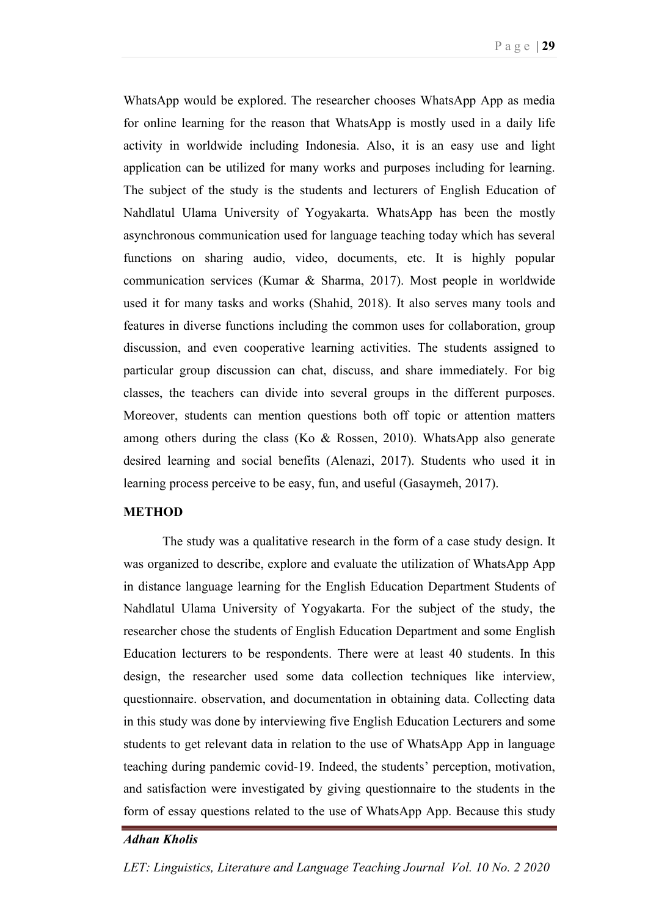WhatsApp would be explored. The researcher chooses WhatsApp App as media for online learning for the reason that WhatsApp is mostly used in a daily life activity in worldwide including Indonesia. Also, it is an easy use and light application can be utilized for many works and purposes including for learning. The subject of the study is the students and lecturers of English Education of Nahdlatul Ulama University of Yogyakarta. WhatsApp has been the mostly asynchronous communication used for language teaching today which has several functions on sharing audio, video, documents, etc. It is highly popular communication services (Kumar & Sharma, 2017). Most people in worldwide used it for many tasks and works (Shahid, 2018). It also serves many tools and features in diverse functions including the common uses for collaboration, group discussion, and even cooperative learning activities. The students assigned to particular group discussion can chat, discuss, and share immediately. For big classes, the teachers can divide into several groups in the different purposes. Moreover, students can mention questions both off topic or attention matters among others during the class (Ko & Rossen, 2010). WhatsApp also generate desired learning and social benefits (Alenazi, 2017). Students who used it in learning process perceive to be easy, fun, and useful (Gasaymeh, 2017).

## METHOD

The study was a qualitative research in the form of a case study design. It was organized to describe, explore and evaluate the utilization of WhatsApp App in distance language learning for the English Education Department Students of Nahdlatul Ulama University of Yogyakarta. For the subject of the study, the researcher chose the students of English Education Department and some English Education lecturers to be respondents. There were at least 40 students. In this design, the researcher used some data collection techniques like interview, questionnaire. observation, and documentation in obtaining data. Collecting data in this study was done by interviewing five English Education Lecturers and some students to get relevant data in relation to the use of WhatsApp App in language teaching during pandemic covid-19. Indeed, the students' perception, motivation, and satisfaction were investigated by giving questionnaire to the students in the form of essay questions related to the use of WhatsApp App. Because this study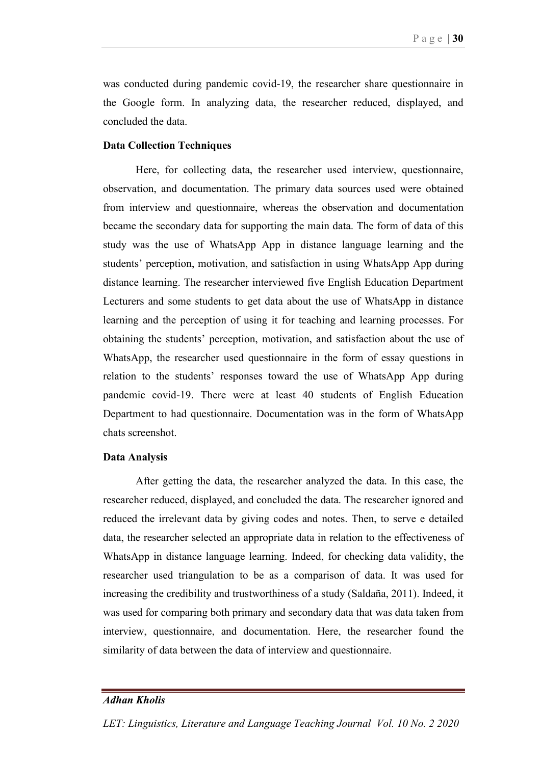was conducted during pandemic covid-19, the researcher share questionnaire in the Google form. In analyzing data, the researcher reduced, displayed, and concluded the data.

**Data Collection Techniques**

Here, for collecting data, the researcher used interview, questionnaire, observation, and documentation. The primary data sources used were obtained from interview and questionnaire, whereas the observation and documentation became the secondary data for supporting the main data. The form of data of this study was the use of WhatsApp App in distance language learning and the students' perception, motivation, and satisfaction in using WhatsApp App during distance learning. The researcher interviewed five English Education Department Lecturers and some students to get data about the use of WhatsApp in distance learning and the perception of using it for teaching and learning processes. For obtaining the students' perception, motivation, and satisfaction about the use of WhatsApp, the researcher used questionnaire in the form of essay questions in relation to the students' responses toward the use of WhatsApp App during pandemic covid-19. There were at least 40 students of English Education Department to had questionnaire. Documentation was in the form of WhatsApp chats screenshot.

**Data Analysis**

After getting the data, the researcher analyzed the data. In this case, the researcher reduced, displayed, and concluded the data. The researcher ignored and reduced the irrelevant data by giving codes and notes. Then, to serve e detailed data, the researcher selected an appropriate data in relation to the effectiveness of WhatsApp in distance language learning. Indeed, for checking data validity, the researcher used triangulation to be as a comparison of data. It was used for increasing the credibility and trustworthiness of a study (Saldaña, 2011). Indeed, it was used for comparing both primary and secondary data that was data taken from interview, questionnaire, and documentation. Here, the researcher found the similarity of data between the data of interview and questionnaire.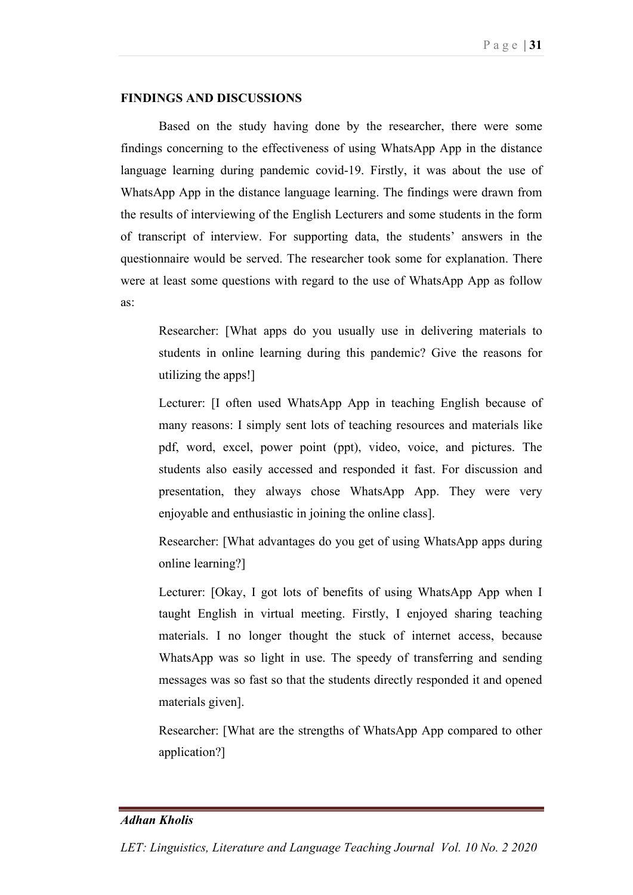## FINDINGS AND DISCUSSIONS

Based on the study having done by the researcher, there were some findings concerning to the effectiveness of using WhatsApp App in the distance language learning during pandemic covid-19. Firstly, it was about the use of WhatsApp App in the distance language learning. The findings were drawn from the results of interviewing of the English Lecturers and some students in the form of transcript of interview. For supporting data, the students' answers in the questionnaire would be served. The researcher took some for explanation. There were at least some questions with regard to the use of WhatsApp App as follow as:

> Researcher: [What apps do you usually use in delivering materials to students in online learning during this pandemic? Give the reasons for utilizing the apps!]
>
> Lecturer: [I often used WhatsApp App in teaching English because of many reasons: I simply sent lots of teaching resources and materials like pdf, word, excel, power point (ppt), video, voice, and pictures. The students also easily accessed and responded it fast. For discussion and presentation, they always chose WhatsApp App. They were very enjoyable and enthusiastic in joining the online class].
>
> Researcher: [What advantages do you get of using WhatsApp apps during online learning?]
>
> Lecturer: [Okay, I got lots of benefits of using WhatsApp App when I taught English in virtual meeting. Firstly, I enjoyed sharing teaching materials. I no longer thought the stuck of internet access, because WhatsApp was so light in use. The speedy of transferring and sending messages was so fast so that the students directly responded it and opened materials given].
>
> Researcher: [What are the strengths of WhatsApp App compared to other application?]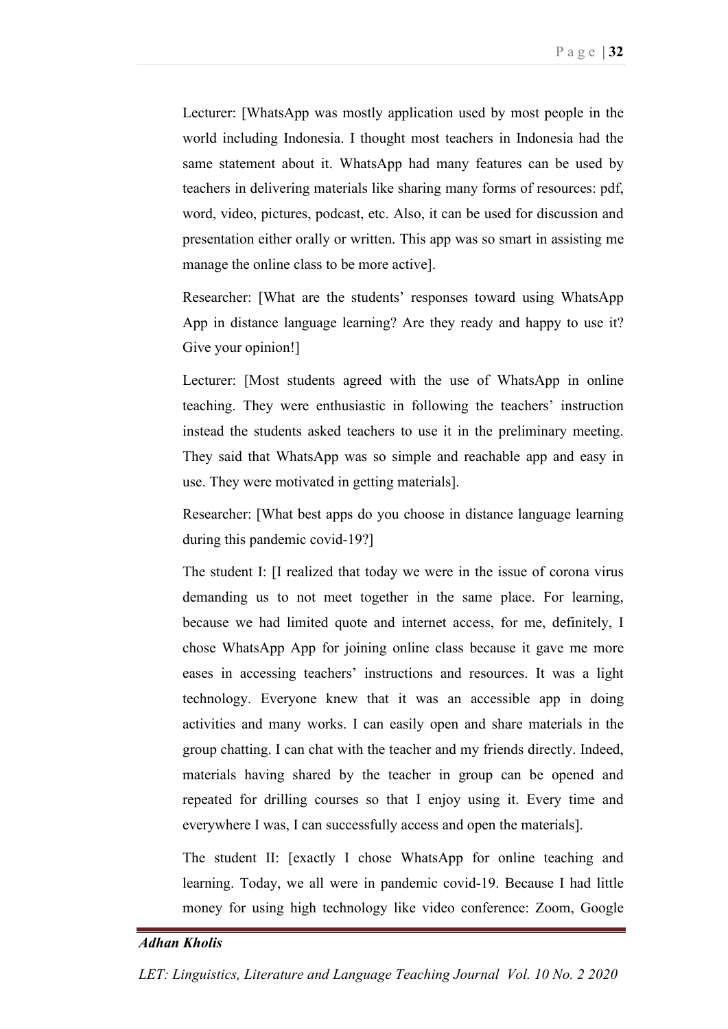Lecturer: [WhatsApp was mostly application used by most people in the world including Indonesia. I thought most teachers in Indonesia had the same statement about it. WhatsApp had many features can be used by teachers in delivering materials like sharing many forms of resources: pdf, word, video, pictures, podcast, etc. Also, it can be used for discussion and presentation either orally or written. This app was so smart in assisting me manage the online class to be more active].

Researcher: [What are the students' responses toward using WhatsApp App in distance language learning? Are they ready and happy to use it? Give your opinion!]

Lecturer: [Most students agreed with the use of WhatsApp in online teaching. They were enthusiastic in following the teachers' instruction instead the students asked teachers to use it in the preliminary meeting. They said that WhatsApp was so simple and reachable app and easy in use. They were motivated in getting materials].

Researcher: [What best apps do you choose in distance language learning during this pandemic covid-19?]

The student I: [I realized that today we were in the issue of corona virus demanding us to not meet together in the same place. For learning, because we had limited quote and internet access, for me, definitely, I chose WhatsApp App for joining online class because it gave me more eases in accessing teachers' instructions and resources. It was a light technology. Everyone knew that it was an accessible app in doing activities and many works. I can easily open and share materials in the group chatting. I can chat with the teacher and my friends directly. Indeed, materials having shared by the teacher in group can be opened and repeated for drilling courses so that I enjoy using it. Every time and everywhere I was, I can successfully access and open the materials].

The student II: [exactly I chose WhatsApp for online teaching and learning. Today, we all were in pandemic covid-19. Because I had little money for using high technology like video conference: Zoom, Google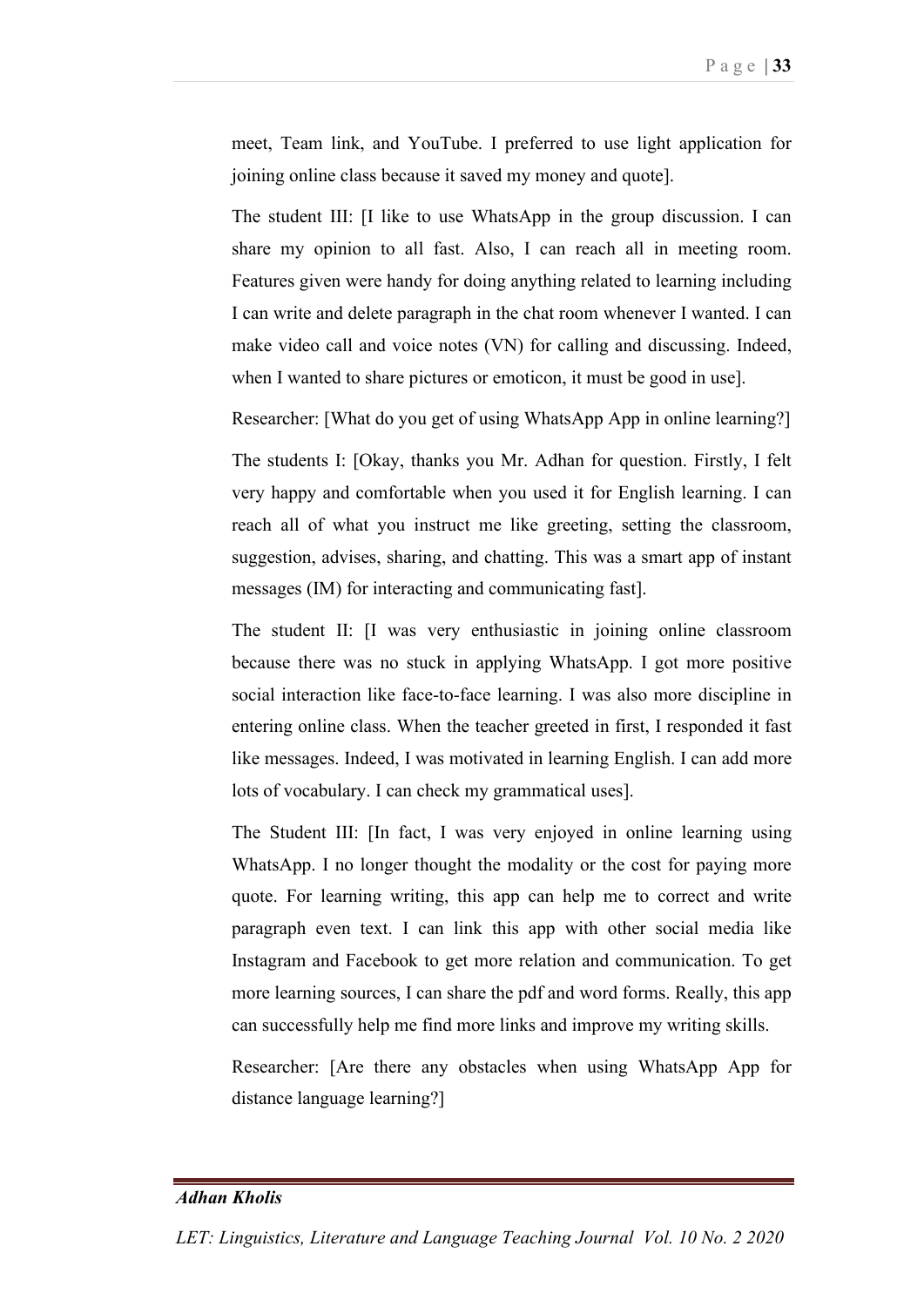meet, Team link, and YouTube. I preferred to use light application for joining online class because it saved my money and quote].

The student III: [I like to use WhatsApp in the group discussion. I can share my opinion to all fast. Also, I can reach all in meeting room. Features given were handy for doing anything related to learning including I can write and delete paragraph in the chat room whenever I wanted. I can make video call and voice notes (VN) for calling and discussing. Indeed, when I wanted to share pictures or emoticon, it must be good in use].

Researcher: [What do you get of using WhatsApp App in online learning?]

The students I: [Okay, thanks you Mr. Adhan for question. Firstly, I felt very happy and comfortable when you used it for English learning. I can reach all of what you instruct me like greeting, setting the classroom, suggestion, advises, sharing, and chatting. This was a smart app of instant messages (IM) for interacting and communicating fast].

The student II: [I was very enthusiastic in joining online classroom because there was no stuck in applying WhatsApp. I got more positive social interaction like face-to-face learning. I was also more discipline in entering online class. When the teacher greeted in first, I responded it fast like messages. Indeed, I was motivated in learning English. I can add more lots of vocabulary. I can check my grammatical uses].

The Student III: [In fact, I was very enjoyed in online learning using WhatsApp. I no longer thought the modality or the cost for paying more quote. For learning writing, this app can help me to correct and write paragraph even text. I can link this app with other social media like Instagram and Facebook to get more relation and communication. To get more learning sources, I can share the pdf and word forms. Really, this app can successfully help me find more links and improve my writing skills.

Researcher: [Are there any obstacles when using WhatsApp App for distance language learning?]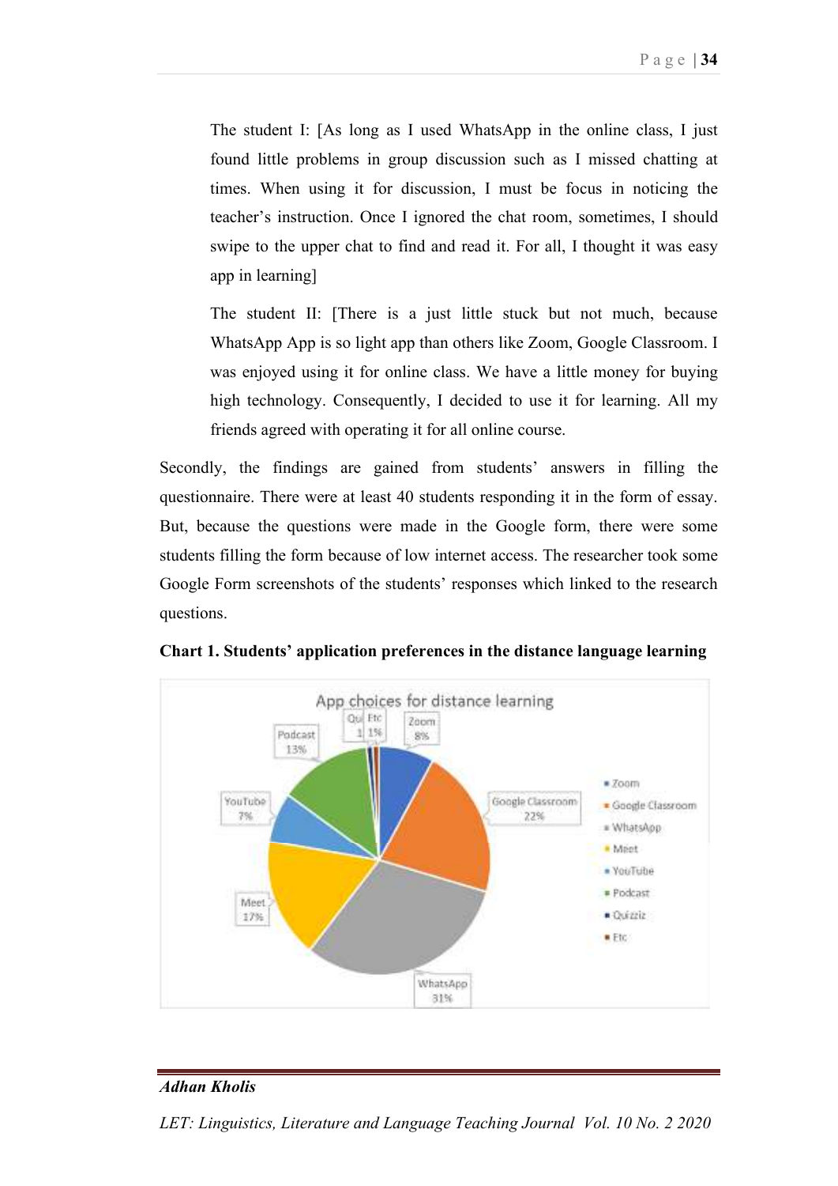The student I: [As long as I used WhatsApp in the online class, I just found little problems in group discussion such as I missed chatting at times. When using it for discussion, I must be focus in noticing the teacher's instruction. Once I ignored the chat room, sometimes, I should swipe to the upper chat to find and read it. For all, I thought it was easy app in learning]

The student II: [There is a just little stuck but not much, because WhatsApp App is so light app than others like Zoom, Google Classroom. I was enjoyed using it for online class. We have a little money for buying high technology. Consequently, I decided to use it for learning. All my friends agreed with operating it for all online course.

Secondly, the findings are gained from students' answers in filling the questionnaire. There were at least 40 students responding it in the form of essay. But, because the questions were made in the Google form, there were some students filling the form because of low internet access. The researcher took some Google Form screenshots of the students' responses which linked to the research questions.

**Chart 1. Students' application preferences in the distance language learning**

App choices for distance learning

| App | Percentage |
|---|---|
| Zoom | 8% |
| Google Classroom | 22% |
| WhatsApp | 31% |
| Meet | 17% |
| YouTube | 7% |
| Podcast | 13% |
| Quizziz | 1% |
| Etc | 1% |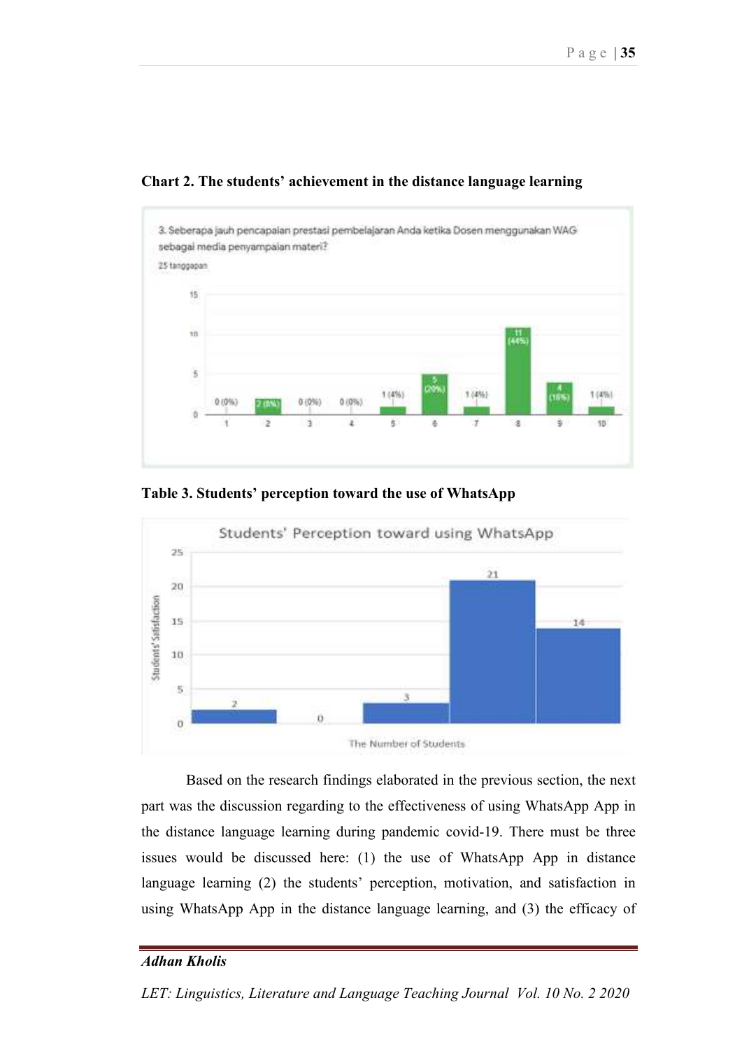**Chart 2. The students' achievement in the distance language learning**

**Table 3. Students' perception toward the use of WhatsApp**

Based on the research findings elaborated in the previous section, the next part was the discussion regarding to the effectiveness of using WhatsApp App in the distance language learning during pandemic covid-19. There must be three issues would be discussed here: (1) the use of WhatsApp App in distance language learning (2) the students' perception, motivation, and satisfaction in using WhatsApp App in the distance language learning, and (3) the efficacy of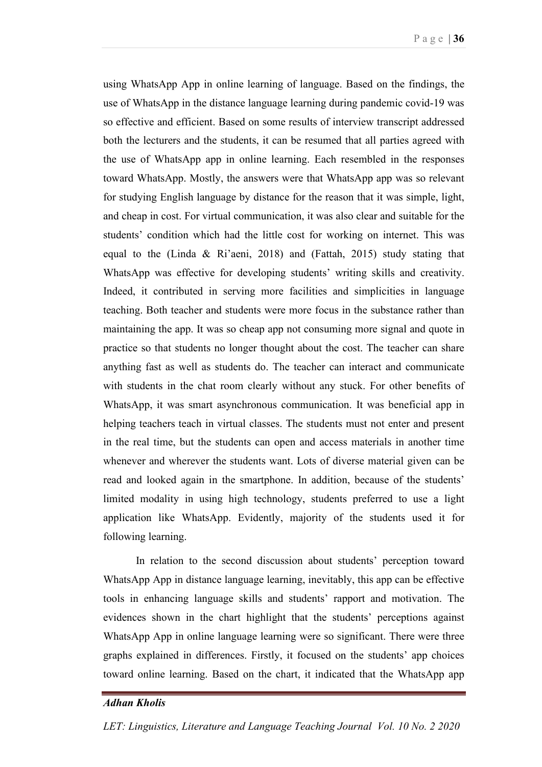using WhatsApp App in online learning of language. Based on the findings, the use of WhatsApp in the distance language learning during pandemic covid-19 was so effective and efficient. Based on some results of interview transcript addressed both the lecturers and the students, it can be resumed that all parties agreed with the use of WhatsApp app in online learning. Each resembled in the responses toward WhatsApp. Mostly, the answers were that WhatsApp app was so relevant for studying English language by distance for the reason that it was simple, light, and cheap in cost. For virtual communication, it was also clear and suitable for the students' condition which had the little cost for working on internet. This was equal to the (Linda & Ri'aeni, 2018) and (Fattah, 2015) study stating that WhatsApp was effective for developing students' writing skills and creativity. Indeed, it contributed in serving more facilities and simplicities in language teaching. Both teacher and students were more focus in the substance rather than maintaining the app. It was so cheap app not consuming more signal and quote in practice so that students no longer thought about the cost. The teacher can share anything fast as well as students do. The teacher can interact and communicate with students in the chat room clearly without any stuck. For other benefits of WhatsApp, it was smart asynchronous communication. It was beneficial app in helping teachers teach in virtual classes. The students must not enter and present in the real time, but the students can open and access materials in another time whenever and wherever the students want. Lots of diverse material given can be read and looked again in the smartphone. In addition, because of the students' limited modality in using high technology, students preferred to use a light application like WhatsApp. Evidently, majority of the students used it for following learning.

In relation to the second discussion about students' perception toward WhatsApp App in distance language learning, inevitably, this app can be effective tools in enhancing language skills and students' rapport and motivation. The evidences shown in the chart highlight that the students' perceptions against WhatsApp App in online language learning were so significant. There were three graphs explained in differences. Firstly, it focused on the students' app choices toward online learning. Based on the chart, it indicated that the WhatsApp app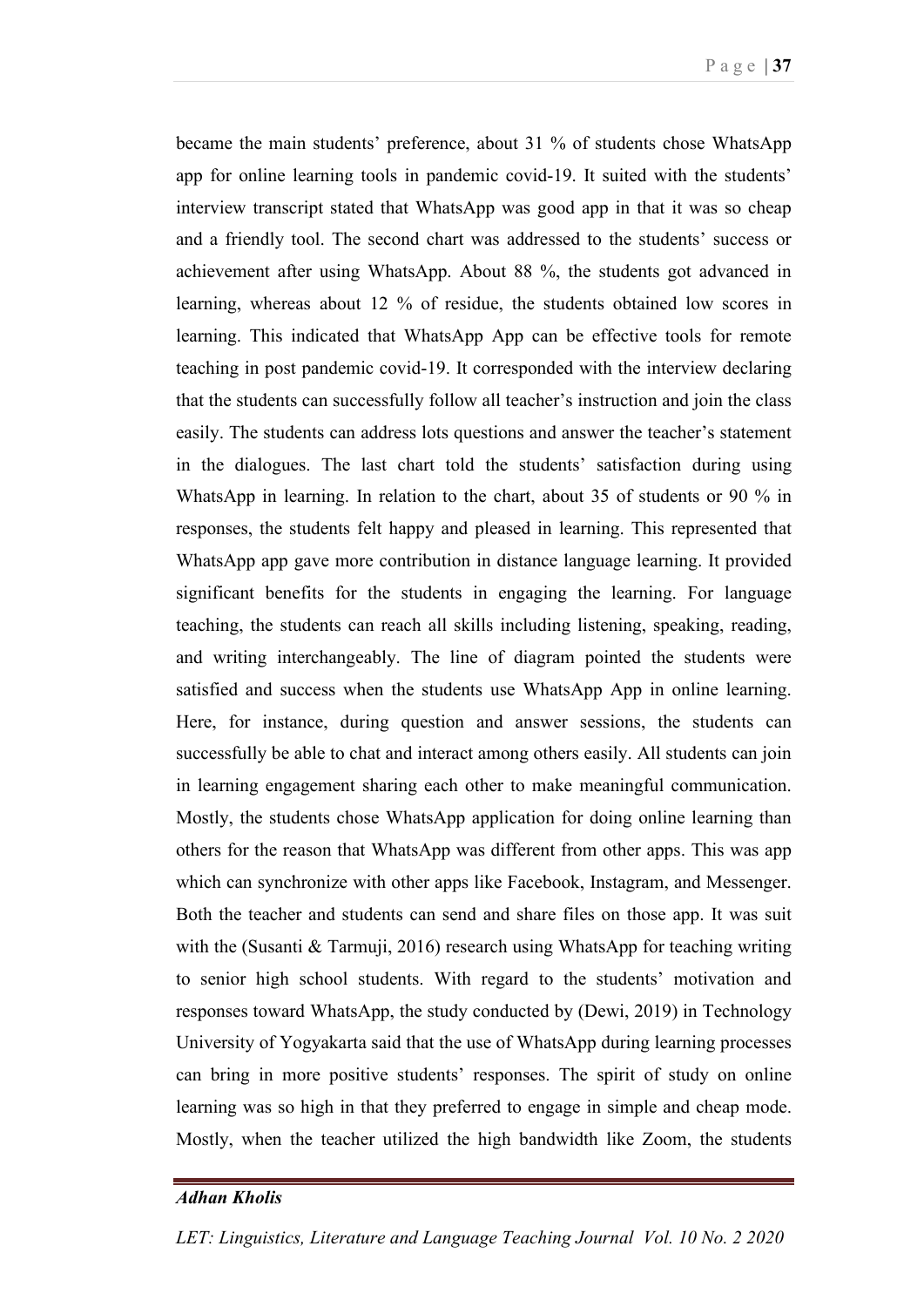became the main students' preference, about 31 % of students chose WhatsApp app for online learning tools in pandemic covid-19. It suited with the students' interview transcript stated that WhatsApp was good app in that it was so cheap and a friendly tool. The second chart was addressed to the students' success or achievement after using WhatsApp. About 88 %, the students got advanced in learning, whereas about 12 % of residue, the students obtained low scores in learning. This indicated that WhatsApp App can be effective tools for remote teaching in post pandemic covid-19. It corresponded with the interview declaring that the students can successfully follow all teacher's instruction and join the class easily. The students can address lots questions and answer the teacher's statement in the dialogues. The last chart told the students' satisfaction during using WhatsApp in learning. In relation to the chart, about 35 of students or 90 % in responses, the students felt happy and pleased in learning. This represented that WhatsApp app gave more contribution in distance language learning. It provided significant benefits for the students in engaging the learning. For language teaching, the students can reach all skills including listening, speaking, reading, and writing interchangeably. The line of diagram pointed the students were satisfied and success when the students use WhatsApp App in online learning. Here, for instance, during question and answer sessions, the students can successfully be able to chat and interact among others easily. All students can join in learning engagement sharing each other to make meaningful communication. Mostly, the students chose WhatsApp application for doing online learning than others for the reason that WhatsApp was different from other apps. This was app which can synchronize with other apps like Facebook, Instagram, and Messenger. Both the teacher and students can send and share files on those app. It was suit with the (Susanti & Tarmuji, 2016) research using WhatsApp for teaching writing to senior high school students. With regard to the students' motivation and responses toward WhatsApp, the study conducted by (Dewi, 2019) in Technology University of Yogyakarta said that the use of WhatsApp during learning processes can bring in more positive students' responses. The spirit of study on online learning was so high in that they preferred to engage in simple and cheap mode. Mostly, when the teacher utilized the high bandwidth like Zoom, the students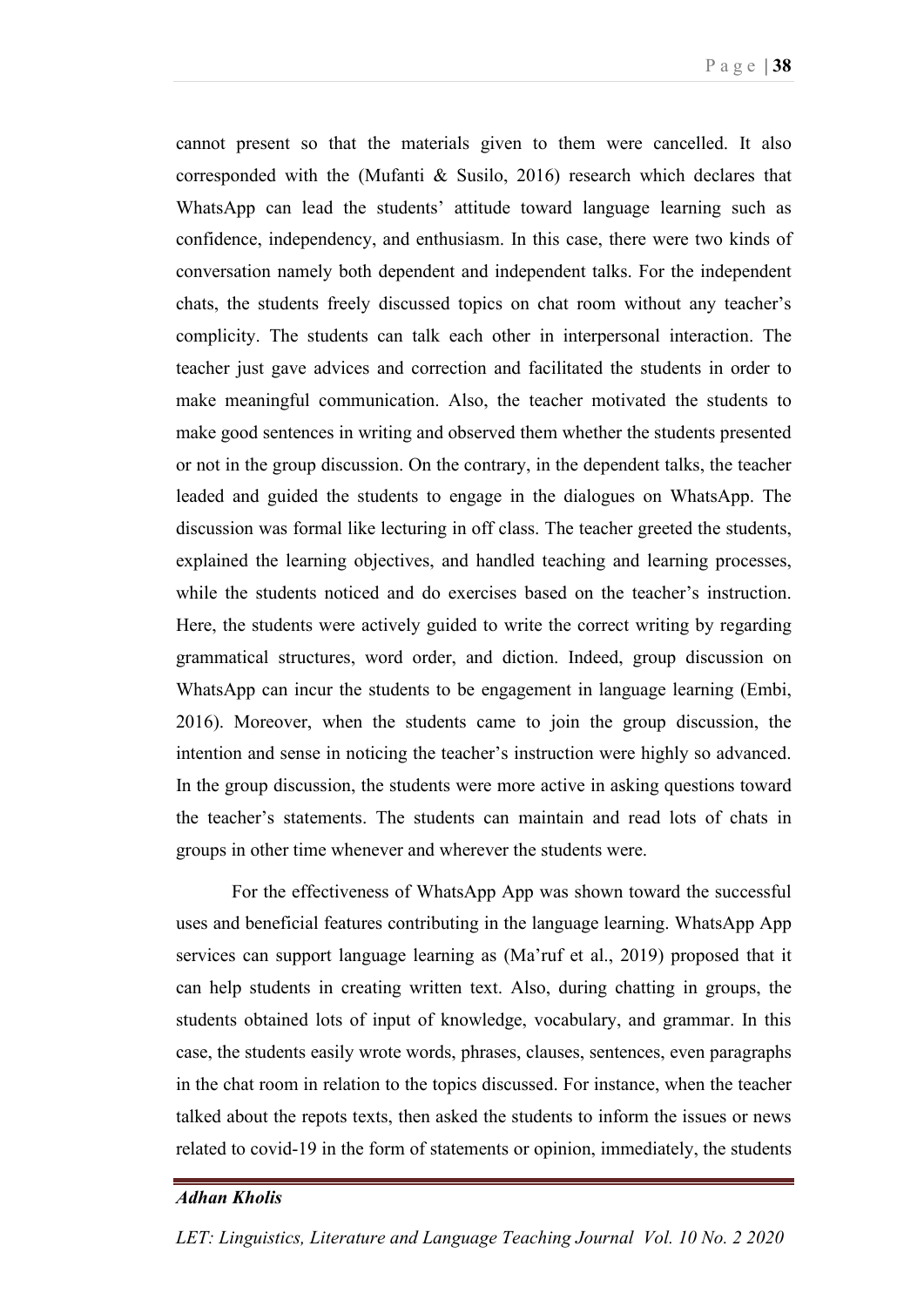cannot present so that the materials given to them were cancelled. It also corresponded with the (Mufanti & Susilo, 2016) research which declares that WhatsApp can lead the students' attitude toward language learning such as confidence, independency, and enthusiasm. In this case, there were two kinds of conversation namely both dependent and independent talks. For the independent chats, the students freely discussed topics on chat room without any teacher's complicity. The students can talk each other in interpersonal interaction. The teacher just gave advices and correction and facilitated the students in order to make meaningful communication. Also, the teacher motivated the students to make good sentences in writing and observed them whether the students presented or not in the group discussion. On the contrary, in the dependent talks, the teacher leaded and guided the students to engage in the dialogues on WhatsApp. The discussion was formal like lecturing in off class. The teacher greeted the students, explained the learning objectives, and handled teaching and learning processes, while the students noticed and do exercises based on the teacher's instruction. Here, the students were actively guided to write the correct writing by regarding grammatical structures, word order, and diction. Indeed, group discussion on WhatsApp can incur the students to be engagement in language learning (Embi, 2016). Moreover, when the students came to join the group discussion, the intention and sense in noticing the teacher's instruction were highly so advanced. In the group discussion, the students were more active in asking questions toward the teacher's statements. The students can maintain and read lots of chats in groups in other time whenever and wherever the students were.

For the effectiveness of WhatsApp App was shown toward the successful uses and beneficial features contributing in the language learning. WhatsApp App services can support language learning as (Ma'ruf et al., 2019) proposed that it can help students in creating written text. Also, during chatting in groups, the students obtained lots of input of knowledge, vocabulary, and grammar. In this case, the students easily wrote words, phrases, clauses, sentences, even paragraphs in the chat room in relation to the topics discussed. For instance, when the teacher talked about the repots texts, then asked the students to inform the issues or news related to covid-19 in the form of statements or opinion, immediately, the students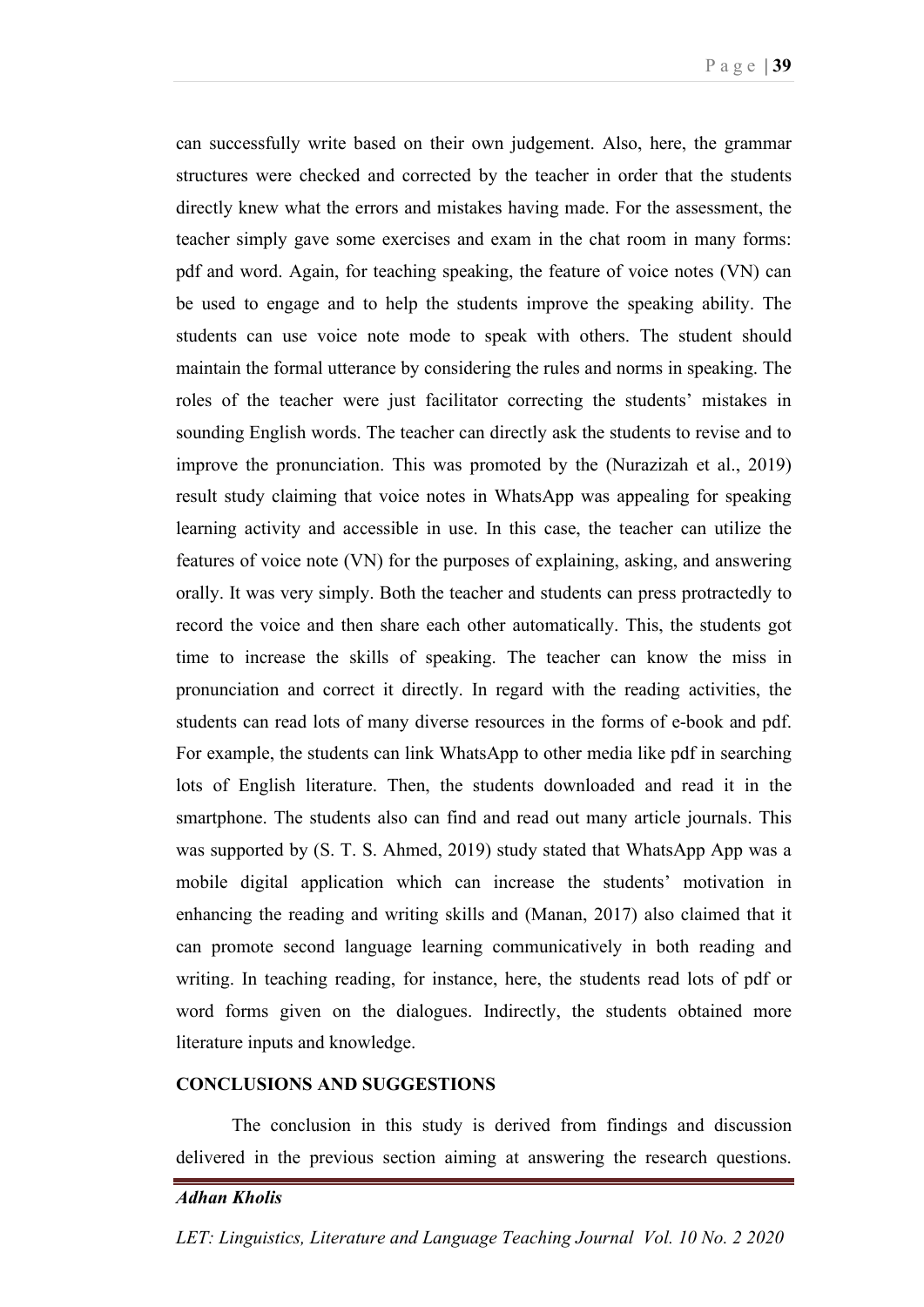can successfully write based on their own judgement. Also, here, the grammar structures were checked and corrected by the teacher in order that the students directly knew what the errors and mistakes having made. For the assessment, the teacher simply gave some exercises and exam in the chat room in many forms: pdf and word. Again, for teaching speaking, the feature of voice notes (VN) can be used to engage and to help the students improve the speaking ability. The students can use voice note mode to speak with others. The student should maintain the formal utterance by considering the rules and norms in speaking. The roles of the teacher were just facilitator correcting the students' mistakes in sounding English words. The teacher can directly ask the students to revise and to improve the pronunciation. This was promoted by the (Nurazizah et al., 2019) result study claiming that voice notes in WhatsApp was appealing for speaking learning activity and accessible in use. In this case, the teacher can utilize the features of voice note (VN) for the purposes of explaining, asking, and answering orally. It was very simply. Both the teacher and students can press protractedly to record the voice and then share each other automatically. This, the students got time to increase the skills of speaking. The teacher can know the miss in pronunciation and correct it directly. In regard with the reading activities, the students can read lots of many diverse resources in the forms of e-book and pdf. For example, the students can link WhatsApp to other media like pdf in searching lots of English literature. Then, the students downloaded and read it in the smartphone. The students also can find and read out many article journals. This was supported by (S. T. S. Ahmed, 2019) study stated that WhatsApp App was a mobile digital application which can increase the students' motivation in enhancing the reading and writing skills and (Manan, 2017) also claimed that it can promote second language learning communicatively in both reading and writing. In teaching reading, for instance, here, the students read lots of pdf or word forms given on the dialogues. Indirectly, the students obtained more literature inputs and knowledge.

## CONCLUSIONS AND SUGGESTIONS

The conclusion in this study is derived from findings and discussion delivered in the previous section aiming at answering the research questions.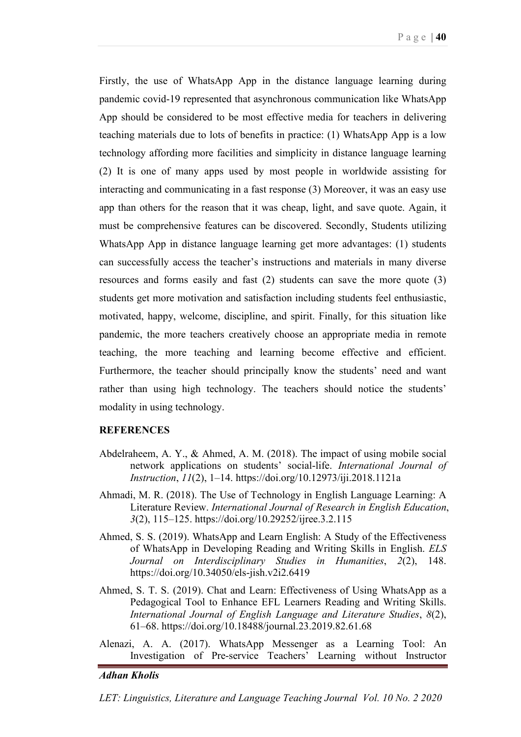Firstly, the use of WhatsApp App in the distance language learning during pandemic covid-19 represented that asynchronous communication like WhatsApp App should be considered to be most effective media for teachers in delivering teaching materials due to lots of benefits in practice: (1) WhatsApp App is a low technology affording more facilities and simplicity in distance language learning (2) It is one of many apps used by most people in worldwide assisting for interacting and communicating in a fast response (3) Moreover, it was an easy use app than others for the reason that it was cheap, light, and save quote. Again, it must be comprehensive features can be discovered. Secondly, Students utilizing WhatsApp App in distance language learning get more advantages: (1) students can successfully access the teacher's instructions and materials in many diverse resources and forms easily and fast (2) students can save the more quote (3) students get more motivation and satisfaction including students feel enthusiastic, motivated, happy, welcome, discipline, and spirit. Finally, for this situation like pandemic, the more teachers creatively choose an appropriate media in remote teaching, the more teaching and learning become effective and efficient. Furthermore, the teacher should principally know the students' need and want rather than using high technology. The teachers should notice the students' modality in using technology.

## REFERENCES

Abdelraheem, A. Y., & Ahmed, A. M. (2018). The impact of using mobile social network applications on students' social-life. *International Journal of Instruction*, *11*(2), 1–14. https://doi.org/10.12973/iji.2018.1121a

Ahmadi, M. R. (2018). The Use of Technology in English Language Learning: A Literature Review. *International Journal of Research in English Education*, *3*(2), 115–125. https://doi.org/10.29252/ijree.3.2.115

Ahmed, S. S. (2019). WhatsApp and Learn English: A Study of the Effectiveness of WhatsApp in Developing Reading and Writing Skills in English. *ELS Journal on Interdisciplinary Studies in Humanities*, *2*(2), 148. https://doi.org/10.34050/els-jish.v2i2.6419

Ahmed, S. T. S. (2019). Chat and Learn: Effectiveness of Using WhatsApp as a Pedagogical Tool to Enhance EFL Learners Reading and Writing Skills. *International Journal of English Language and Literature Studies*, *8*(2), 61–68. https://doi.org/10.18488/journal.23.2019.82.61.68

Alenazi, A. A. (2017). WhatsApp Messenger as a Learning Tool: An Investigation of Pre-service Teachers' Learning without Instructor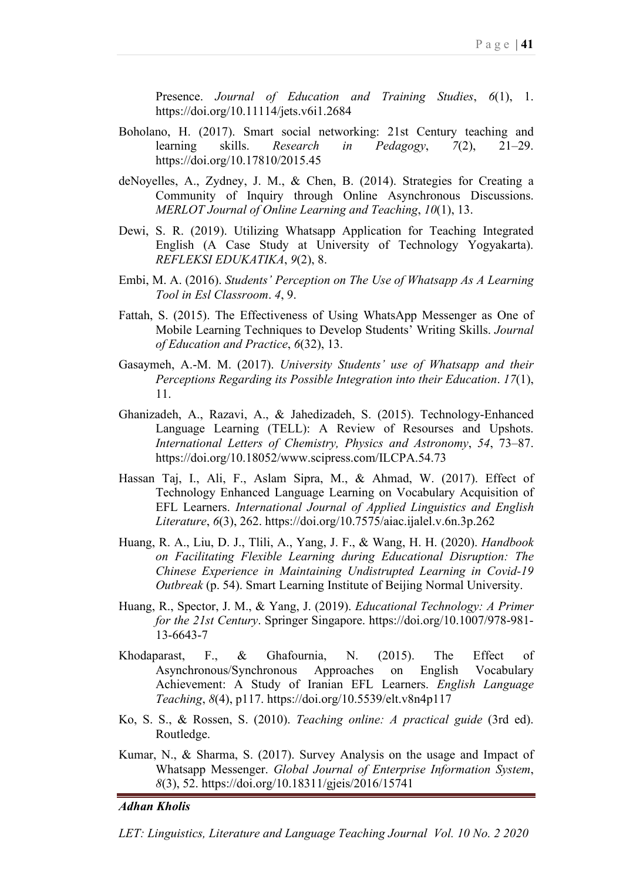Presence. *Journal of Education and Training Studies*, *6*(1), 1. https://doi.org/10.11114/jets.v6i1.2684

Boholano, H. (2017). Smart social networking: 21st Century teaching and learning skills. *Research in Pedagogy*, *7*(2), 21–29. https://doi.org/10.17810/2015.45

deNoyelles, A., Zydney, J. M., & Chen, B. (2014). Strategies for Creating a Community of Inquiry through Online Asynchronous Discussions. *MERLOT Journal of Online Learning and Teaching*, *10*(1), 13.

Dewi, S. R. (2019). Utilizing Whatsapp Application for Teaching Integrated English (A Case Study at University of Technology Yogyakarta). *REFLEKSI EDUKATIKA*, *9*(2), 8.

Embi, M. A. (2016). *Students' Perception on The Use of Whatsapp As A Learning Tool in Esl Classroom*. *4*, 9.

Fattah, S. (2015). The Effectiveness of Using WhatsApp Messenger as One of Mobile Learning Techniques to Develop Students' Writing Skills. *Journal of Education and Practice*, *6*(32), 13.

Gasaymeh, A.-M. M. (2017). *University Students' use of Whatsapp and their Perceptions Regarding its Possible Integration into their Education*. *17*(1), 11.

Ghanizadeh, A., Razavi, A., & Jahedizadeh, S. (2015). Technology-Enhanced Language Learning (TELL): A Review of Resourses and Upshots. *International Letters of Chemistry, Physics and Astronomy*, *54*, 73–87. https://doi.org/10.18052/www.scipress.com/ILCPA.54.73

Hassan Taj, I., Ali, F., Aslam Sipra, M., & Ahmad, W. (2017). Effect of Technology Enhanced Language Learning on Vocabulary Acquisition of EFL Learners. *International Journal of Applied Linguistics and English Literature*, *6*(3), 262. https://doi.org/10.7575/aiac.ijalel.v.6n.3p.262

Huang, R. A., Liu, D. J., Tlili, A., Yang, J. F., & Wang, H. H. (2020). *Handbook on Facilitating Flexible Learning during Educational Disruption: The Chinese Experience in Maintaining Undistrupted Learning in Covid-19 Outbreak* (p. 54). Smart Learning Institute of Beijing Normal University.

Huang, R., Spector, J. M., & Yang, J. (2019). *Educational Technology: A Primer for the 21st Century*. Springer Singapore. https://doi.org/10.1007/978-981-13-6643-7

Khodaparast, F., & Ghafournia, N. (2015). The Effect of Asynchronous/Synchronous Approaches on English Vocabulary Achievement: A Study of Iranian EFL Learners. *English Language Teaching*, *8*(4), p117. https://doi.org/10.5539/elt.v8n4p117

Ko, S. S., & Rossen, S. (2010). *Teaching online: A practical guide* (3rd ed). Routledge.

Kumar, N., & Sharma, S. (2017). Survey Analysis on the usage and Impact of Whatsapp Messenger. *Global Journal of Enterprise Information System*, *8*(3), 52. https://doi.org/10.18311/gjeis/2016/15741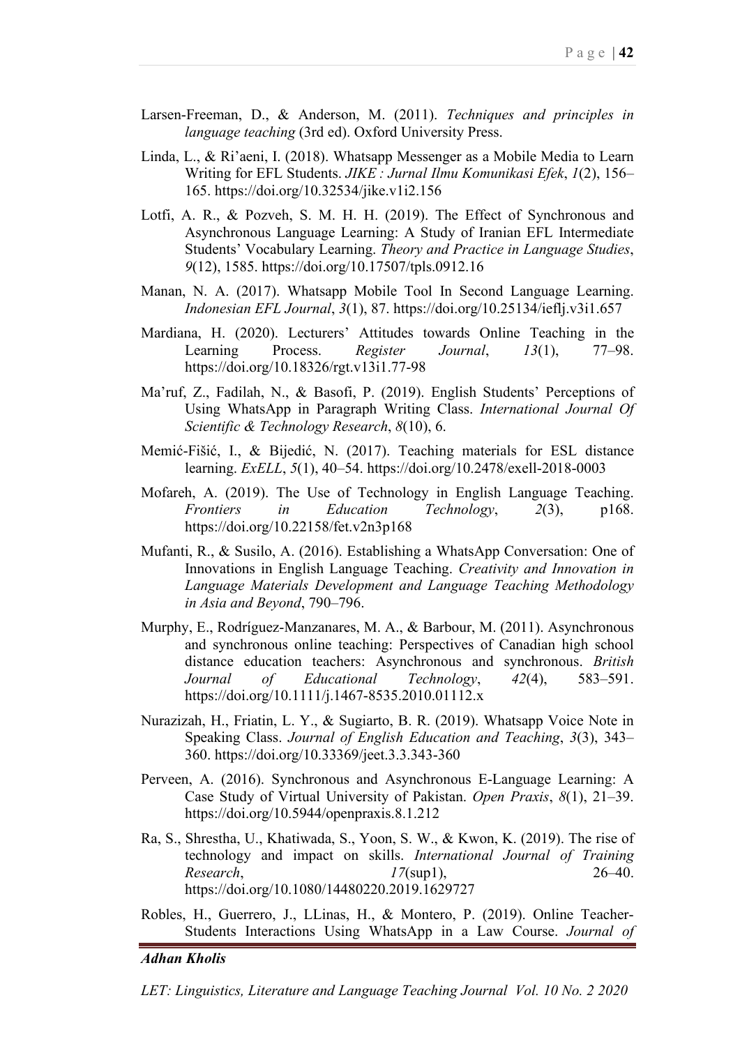Larsen-Freeman, D., & Anderson, M. (2011). *Techniques and principles in language teaching* (3rd ed). Oxford University Press.

Linda, L., & Ri'aeni, I. (2018). Whatsapp Messenger as a Mobile Media to Learn Writing for EFL Students. *JIKE : Jurnal Ilmu Komunikasi Efek*, *1*(2), 156–165. https://doi.org/10.32534/jike.v1i2.156

Lotfi, A. R., & Pozveh, S. M. H. H. (2019). The Effect of Synchronous and Asynchronous Language Learning: A Study of Iranian EFL Intermediate Students' Vocabulary Learning. *Theory and Practice in Language Studies*, *9*(12), 1585. https://doi.org/10.17507/tpls.0912.16

Manan, N. A. (2017). Whatsapp Mobile Tool In Second Language Learning. *Indonesian EFL Journal*, *3*(1), 87. https://doi.org/10.25134/ieflj.v3i1.657

Mardiana, H. (2020). Lecturers' Attitudes towards Online Teaching in the Learning Process. *Register Journal*, *13*(1), 77–98. https://doi.org/10.18326/rgt.v13i1.77-98

Ma'ruf, Z., Fadilah, N., & Basofi, P. (2019). English Students' Perceptions of Using WhatsApp in Paragraph Writing Class. *International Journal Of Scientific & Technology Research*, *8*(10), 6.

Memić-Fišić, I., & Bijedić, N. (2017). Teaching materials for ESL distance learning. *ExELL*, *5*(1), 40–54. https://doi.org/10.2478/exell-2018-0003

Mofareh, A. (2019). The Use of Technology in English Language Teaching. *Frontiers in Education Technology*, *2*(3), p168. https://doi.org/10.22158/fet.v2n3p168

Mufanti, R., & Susilo, A. (2016). Establishing a WhatsApp Conversation: One of Innovations in English Language Teaching. *Creativity and Innovation in Language Materials Development and Language Teaching Methodology in Asia and Beyond*, 790–796.

Murphy, E., Rodríguez-Manzanares, M. A., & Barbour, M. (2011). Asynchronous and synchronous online teaching: Perspectives of Canadian high school distance education teachers: Asynchronous and synchronous. *British Journal of Educational Technology*, *42*(4), 583–591. https://doi.org/10.1111/j.1467-8535.2010.01112.x

Nurazizah, H., Friatin, L. Y., & Sugiarto, B. R. (2019). Whatsapp Voice Note in Speaking Class. *Journal of English Education and Teaching*, *3*(3), 343–360. https://doi.org/10.33369/jeet.3.3.343-360

Perveen, A. (2016). Synchronous and Asynchronous E-Language Learning: A Case Study of Virtual University of Pakistan. *Open Praxis*, *8*(1), 21–39. https://doi.org/10.5944/openpraxis.8.1.212

Ra, S., Shrestha, U., Khatiwada, S., Yoon, S. W., & Kwon, K. (2019). The rise of technology and impact on skills. *International Journal of Training Research*, *17*(sup1), 26–40. https://doi.org/10.1080/14480220.2019.1629727

Robles, H., Guerrero, J., LLinas, H., & Montero, P. (2019). Online Teacher-Students Interactions Using WhatsApp in a Law Course. *Journal of*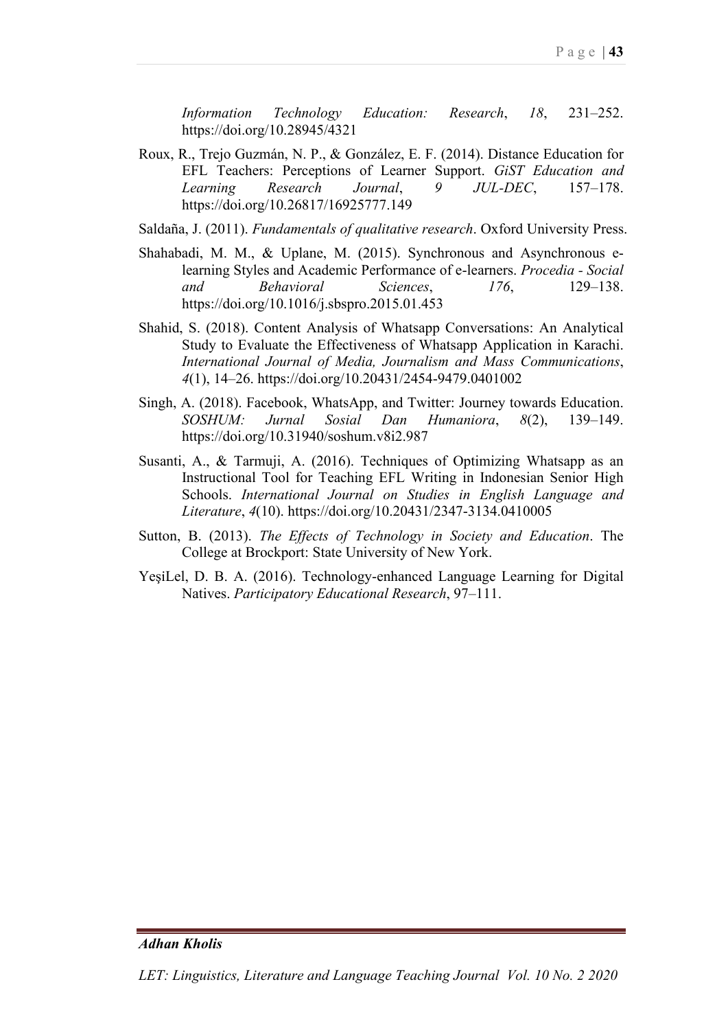*Information Technology Education: Research*, *18*, 231–252. https://doi.org/10.28945/4321

Roux, R., Trejo Guzmán, N. P., & González, E. F. (2014). Distance Education for EFL Teachers: Perceptions of Learner Support. *GiST Education and Learning Research Journal*, *9 JUL-DEC*, 157–178. https://doi.org/10.26817/16925777.149

Saldaña, J. (2011). *Fundamentals of qualitative research*. Oxford University Press.

Shahabadi, M. M., & Uplane, M. (2015). Synchronous and Asynchronous e-learning Styles and Academic Performance of e-learners. *Procedia - Social and Behavioral Sciences*, *176*, 129–138. https://doi.org/10.1016/j.sbspro.2015.01.453

Shahid, S. (2018). Content Analysis of Whatsapp Conversations: An Analytical Study to Evaluate the Effectiveness of Whatsapp Application in Karachi. *International Journal of Media, Journalism and Mass Communications*, *4*(1), 14–26. https://doi.org/10.20431/2454-9479.0401002

Singh, A. (2018). Facebook, WhatsApp, and Twitter: Journey towards Education. *SOSHUM: Jurnal Sosial Dan Humaniora*, *8*(2), 139–149. https://doi.org/10.31940/soshum.v8i2.987

Susanti, A., & Tarmuji, A. (2016). Techniques of Optimizing Whatsapp as an Instructional Tool for Teaching EFL Writing in Indonesian Senior High Schools. *International Journal on Studies in English Language and Literature*, *4*(10). https://doi.org/10.20431/2347-3134.0410005

Sutton, B. (2013). *The Effects of Technology in Society and Education*. The College at Brockport: State University of New York.

YeşiLel, D. B. A. (2016). Technology-enhanced Language Learning for Digital Natives. *Participatory Educational Research*, 97–111.